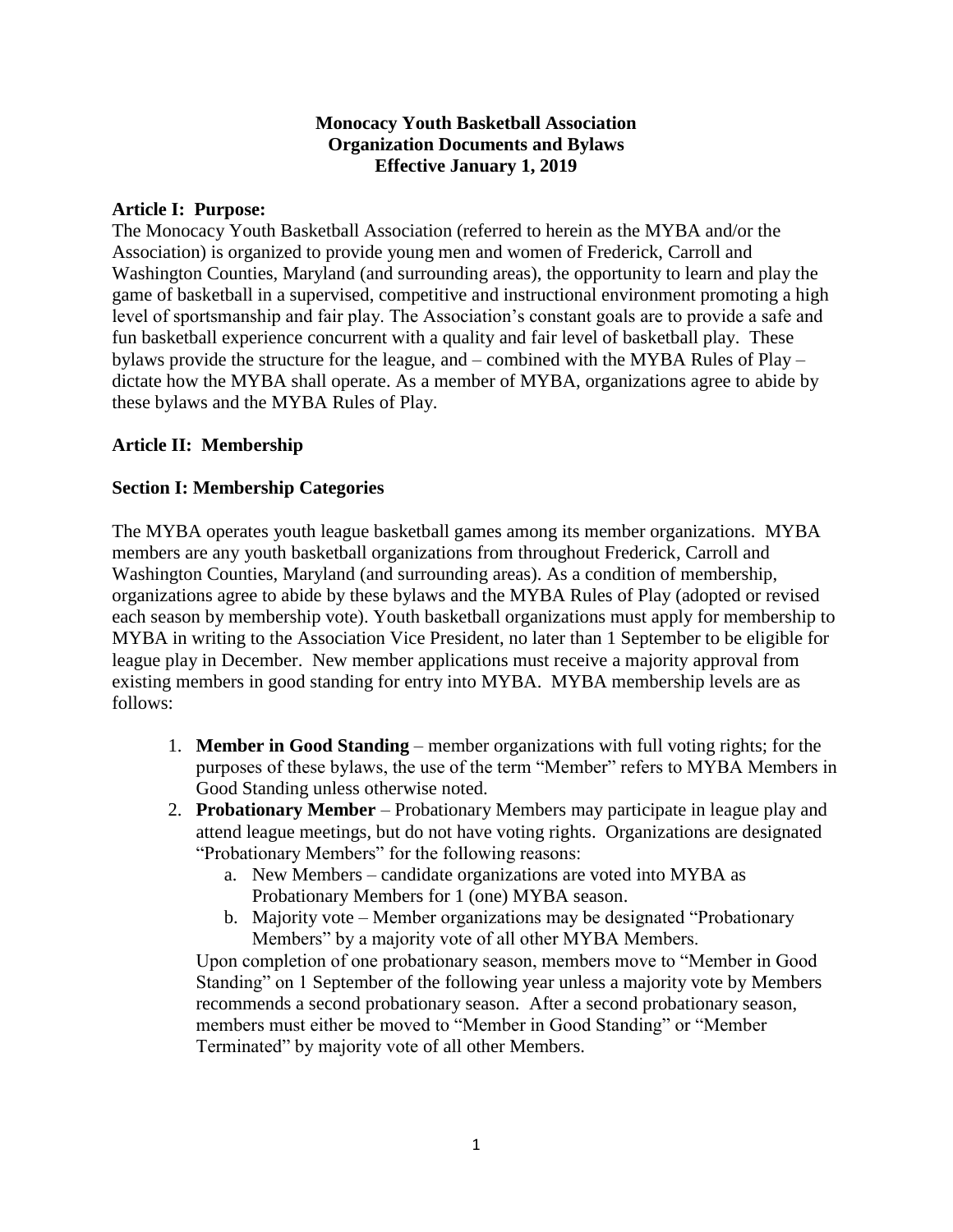# Monocacy Youth Basketball Association
# Organization Documents and Bylaws
# Effective January 1, 2019

## Article I: Purpose:

The Monocacy Youth Basketball Association (referred to herein as the MYBA and/or the Association) is organized to provide young men and women of Frederick, Carroll and Washington Counties, Maryland (and surrounding areas), the opportunity to learn and play the game of basketball in a supervised, competitive and instructional environment promoting a high level of sportsmanship and fair play. The Association's constant goals are to provide a safe and fun basketball experience concurrent with a quality and fair level of basketball play. These bylaws provide the structure for the league, and – combined with the MYBA Rules of Play – dictate how the MYBA shall operate. As a member of MYBA, organizations agree to abide by these bylaws and the MYBA Rules of Play.

## Article II: Membership

### Section I: Membership Categories

The MYBA operates youth league basketball games among its member organizations. MYBA members are any youth basketball organizations from throughout Frederick, Carroll and Washington Counties, Maryland (and surrounding areas). As a condition of membership, organizations agree to abide by these bylaws and the MYBA Rules of Play (adopted or revised each season by membership vote). Youth basketball organizations must apply for membership to MYBA in writing to the Association Vice President, no later than 1 September to be eligible for league play in December. New member applications must receive a majority approval from existing members in good standing for entry into MYBA. MYBA membership levels are as follows:

1. **Member in Good Standing** – member organizations with full voting rights; for the purposes of these bylaws, the use of the term "Member" refers to MYBA Members in Good Standing unless otherwise noted.
2. **Probationary Member** – Probationary Members may participate in league play and attend league meetings, but do not have voting rights. Organizations are designated "Probationary Members" for the following reasons:
   a. New Members – candidate organizations are voted into MYBA as Probationary Members for 1 (one) MYBA season.
   b. Majority vote – Member organizations may be designated "Probationary Members" by a majority vote of all other MYBA Members.

   Upon completion of one probationary season, members move to "Member in Good Standing" on 1 September of the following year unless a majority vote by Members recommends a second probationary season. After a second probationary season, members must either be moved to "Member in Good Standing" or "Member Terminated" by majority vote of all other Members.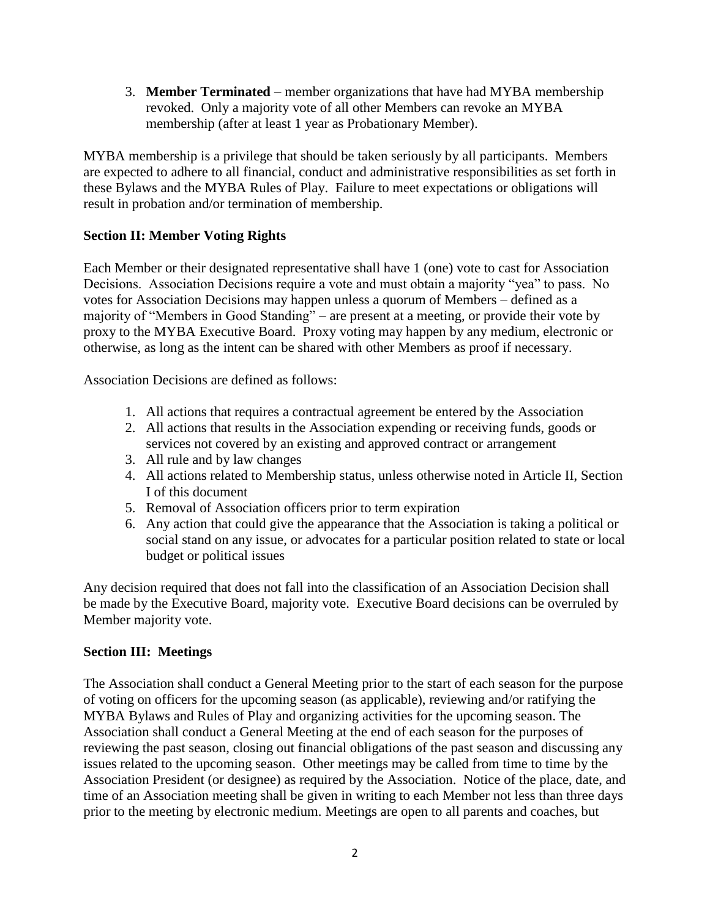3. **Member Terminated** – member organizations that have had MYBA membership revoked. Only a majority vote of all other Members can revoke an MYBA membership (after at least 1 year as Probationary Member).

MYBA membership is a privilege that should be taken seriously by all participants. Members are expected to adhere to all financial, conduct and administrative responsibilities as set forth in these Bylaws and the MYBA Rules of Play. Failure to meet expectations or obligations will result in probation and/or termination of membership.

**Section II: Member Voting Rights**

Each Member or their designated representative shall have 1 (one) vote to cast for Association Decisions. Association Decisions require a vote and must obtain a majority "yea" to pass. No votes for Association Decisions may happen unless a quorum of Members – defined as a majority of "Members in Good Standing" – are present at a meeting, or provide their vote by proxy to the MYBA Executive Board. Proxy voting may happen by any medium, electronic or otherwise, as long as the intent can be shared with other Members as proof if necessary.

Association Decisions are defined as follows:

1. All actions that requires a contractual agreement be entered by the Association
2. All actions that results in the Association expending or receiving funds, goods or services not covered by an existing and approved contract or arrangement
3. All rule and by law changes
4. All actions related to Membership status, unless otherwise noted in Article II, Section I of this document
5. Removal of Association officers prior to term expiration
6. Any action that could give the appearance that the Association is taking a political or social stand on any issue, or advocates for a particular position related to state or local budget or political issues

Any decision required that does not fall into the classification of an Association Decision shall be made by the Executive Board, majority vote. Executive Board decisions can be overruled by Member majority vote.

**Section III: Meetings**

The Association shall conduct a General Meeting prior to the start of each season for the purpose of voting on officers for the upcoming season (as applicable), reviewing and/or ratifying the MYBA Bylaws and Rules of Play and organizing activities for the upcoming season. The Association shall conduct a General Meeting at the end of each season for the purposes of reviewing the past season, closing out financial obligations of the past season and discussing any issues related to the upcoming season. Other meetings may be called from time to time by the Association President (or designee) as required by the Association. Notice of the place, date, and time of an Association meeting shall be given in writing to each Member not less than three days prior to the meeting by electronic medium. Meetings are open to all parents and coaches, but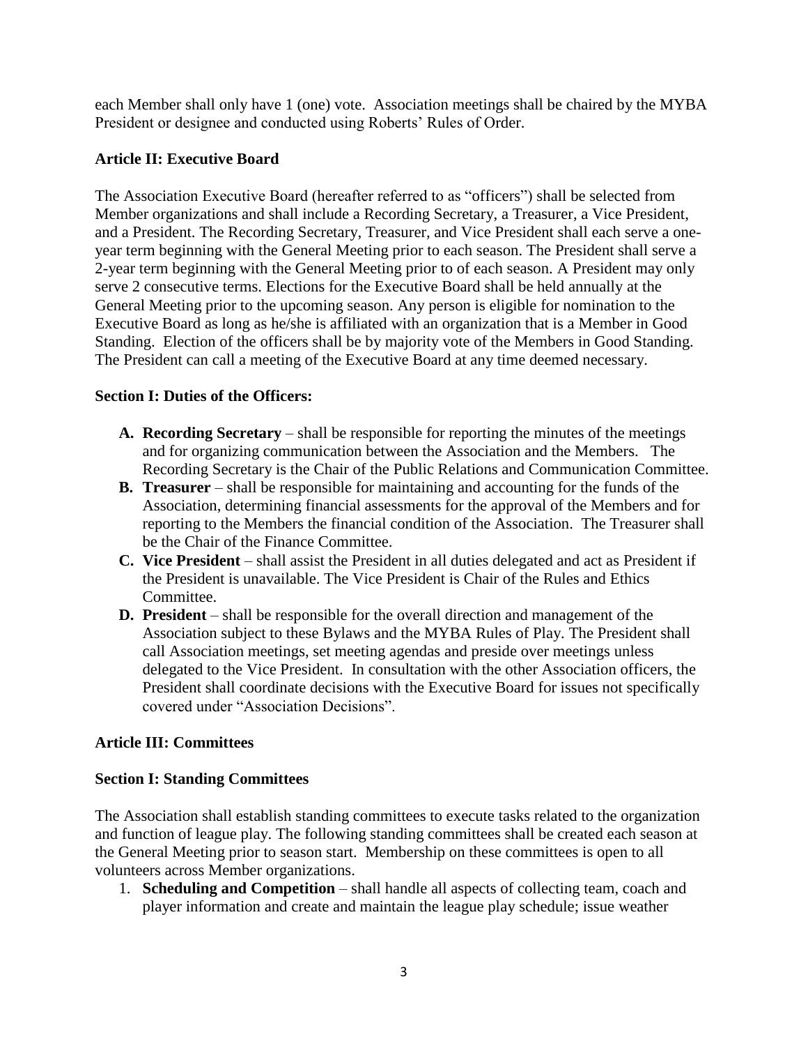each Member shall only have 1 (one) vote. Association meetings shall be chaired by the MYBA President or designee and conducted using Roberts' Rules of Order.

**Article II: Executive Board**

The Association Executive Board (hereafter referred to as "officers") shall be selected from Member organizations and shall include a Recording Secretary, a Treasurer, a Vice President, and a President. The Recording Secretary, Treasurer, and Vice President shall each serve a one-year term beginning with the General Meeting prior to each season. The President shall serve a 2-year term beginning with the General Meeting prior to of each season. A President may only serve 2 consecutive terms. Elections for the Executive Board shall be held annually at the General Meeting prior to the upcoming season. Any person is eligible for nomination to the Executive Board as long as he/she is affiliated with an organization that is a Member in Good Standing. Election of the officers shall be by majority vote of the Members in Good Standing. The President can call a meeting of the Executive Board at any time deemed necessary.

**Section I: Duties of the Officers:**

- **A. Recording Secretary** – shall be responsible for reporting the minutes of the meetings and for organizing communication between the Association and the Members. The Recording Secretary is the Chair of the Public Relations and Communication Committee.
- **B. Treasurer** – shall be responsible for maintaining and accounting for the funds of the Association, determining financial assessments for the approval of the Members and for reporting to the Members the financial condition of the Association. The Treasurer shall be the Chair of the Finance Committee.
- **C. Vice President** – shall assist the President in all duties delegated and act as President if the President is unavailable. The Vice President is Chair of the Rules and Ethics Committee.
- **D. President** – shall be responsible for the overall direction and management of the Association subject to these Bylaws and the MYBA Rules of Play. The President shall call Association meetings, set meeting agendas and preside over meetings unless delegated to the Vice President. In consultation with the other Association officers, the President shall coordinate decisions with the Executive Board for issues not specifically covered under "Association Decisions".

**Article III: Committees**

**Section I: Standing Committees**

The Association shall establish standing committees to execute tasks related to the organization and function of league play. The following standing committees shall be created each season at the General Meeting prior to season start. Membership on these committees is open to all volunteers across Member organizations.

1. **Scheduling and Competition** – shall handle all aspects of collecting team, coach and player information and create and maintain the league play schedule; issue weather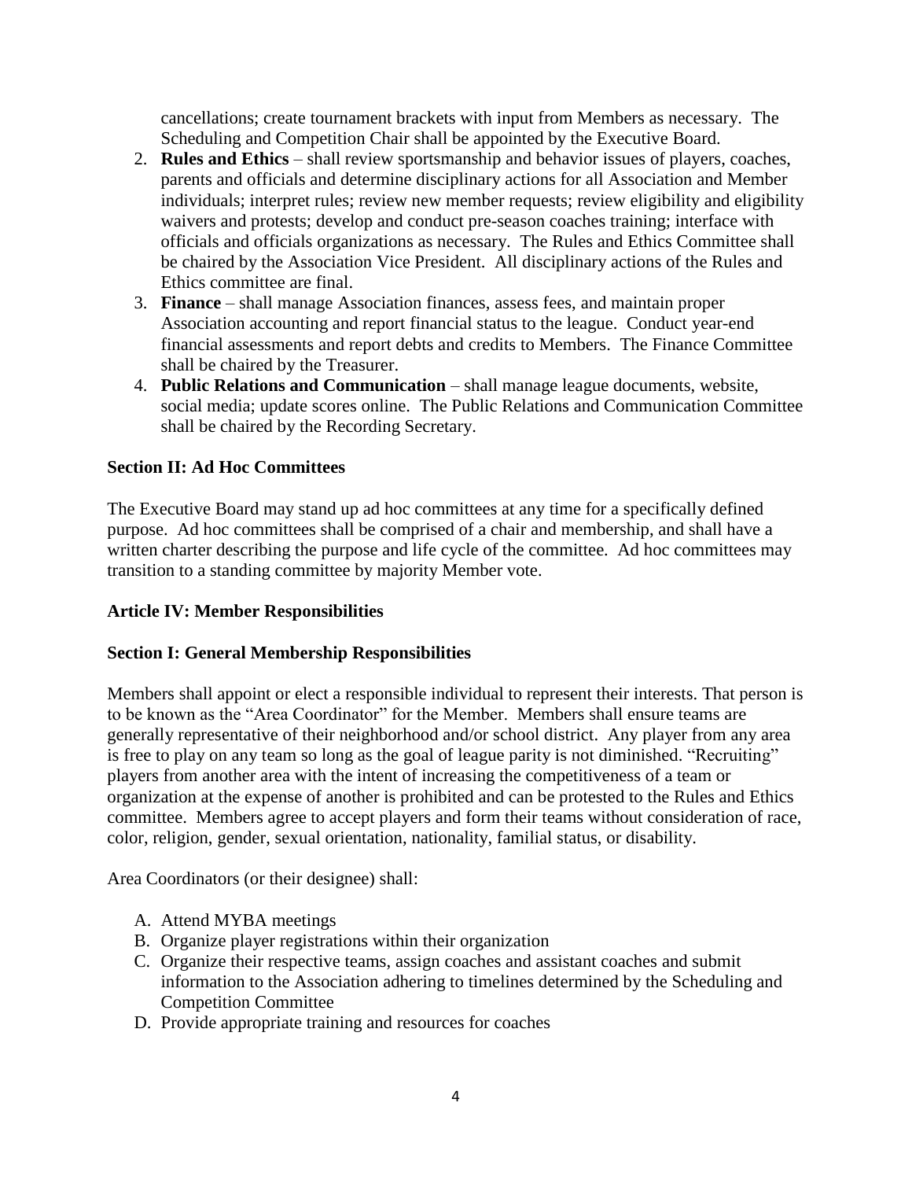cancellations; create tournament brackets with input from Members as necessary. The Scheduling and Competition Chair shall be appointed by the Executive Board.

2. **Rules and Ethics** – shall review sportsmanship and behavior issues of players, coaches, parents and officials and determine disciplinary actions for all Association and Member individuals; interpret rules; review new member requests; review eligibility and eligibility waivers and protests; develop and conduct pre-season coaches training; interface with officials and officials organizations as necessary. The Rules and Ethics Committee shall be chaired by the Association Vice President. All disciplinary actions of the Rules and Ethics committee are final.
3. **Finance** – shall manage Association finances, assess fees, and maintain proper Association accounting and report financial status to the league. Conduct year-end financial assessments and report debts and credits to Members. The Finance Committee shall be chaired by the Treasurer.
4. **Public Relations and Communication** – shall manage league documents, website, social media; update scores online. The Public Relations and Communication Committee shall be chaired by the Recording Secretary.

**Section II: Ad Hoc Committees**

The Executive Board may stand up ad hoc committees at any time for a specifically defined purpose. Ad hoc committees shall be comprised of a chair and membership, and shall have a written charter describing the purpose and life cycle of the committee. Ad hoc committees may transition to a standing committee by majority Member vote.

**Article IV: Member Responsibilities**

**Section I: General Membership Responsibilities**

Members shall appoint or elect a responsible individual to represent their interests. That person is to be known as the "Area Coordinator" for the Member. Members shall ensure teams are generally representative of their neighborhood and/or school district. Any player from any area is free to play on any team so long as the goal of league parity is not diminished. "Recruiting" players from another area with the intent of increasing the competitiveness of a team or organization at the expense of another is prohibited and can be protested to the Rules and Ethics committee. Members agree to accept players and form their teams without consideration of race, color, religion, gender, sexual orientation, nationality, familial status, or disability.

Area Coordinators (or their designee) shall:

A. Attend MYBA meetings
B. Organize player registrations within their organization
C. Organize their respective teams, assign coaches and assistant coaches and submit information to the Association adhering to timelines determined by the Scheduling and Competition Committee
D. Provide appropriate training and resources for coaches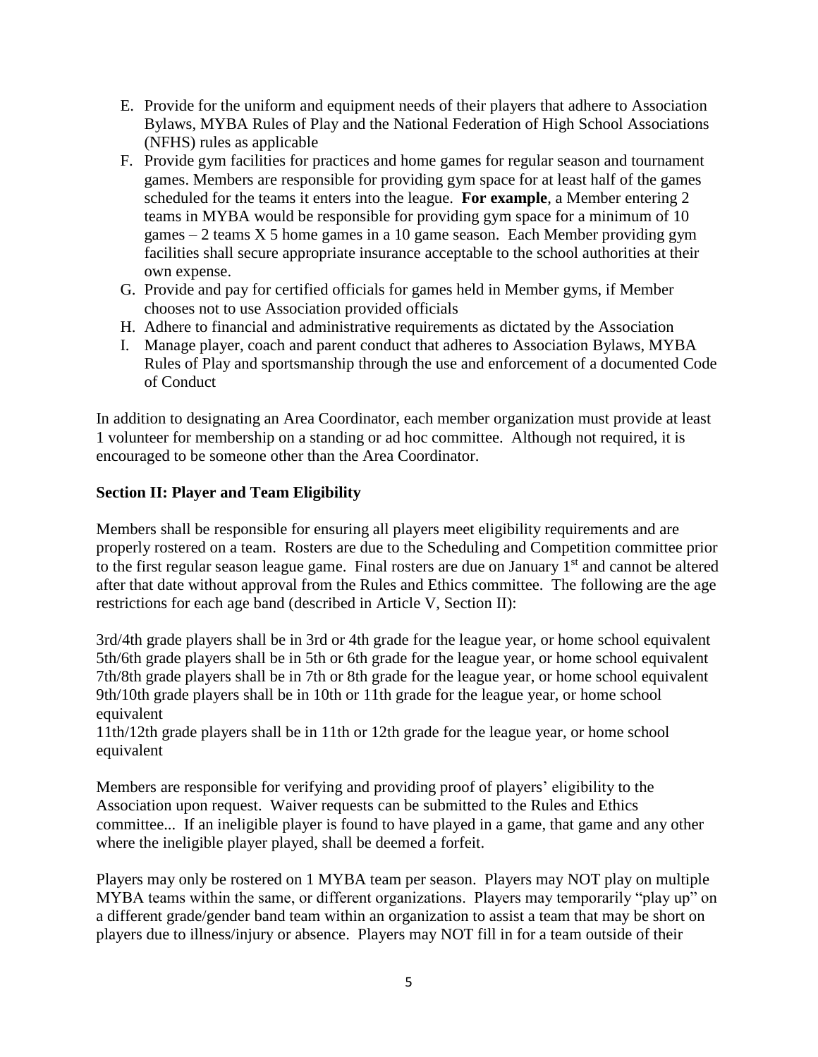E. Provide for the uniform and equipment needs of their players that adhere to Association Bylaws, MYBA Rules of Play and the National Federation of High School Associations (NFHS) rules as applicable
F. Provide gym facilities for practices and home games for regular season and tournament games. Members are responsible for providing gym space for at least half of the games scheduled for the teams it enters into the league. **For example**, a Member entering 2 teams in MYBA would be responsible for providing gym space for a minimum of 10 games – 2 teams X 5 home games in a 10 game season. Each Member providing gym facilities shall secure appropriate insurance acceptable to the school authorities at their own expense.
G. Provide and pay for certified officials for games held in Member gyms, if Member chooses not to use Association provided officials
H. Adhere to financial and administrative requirements as dictated by the Association
I. Manage player, coach and parent conduct that adheres to Association Bylaws, MYBA Rules of Play and sportsmanship through the use and enforcement of a documented Code of Conduct

In addition to designating an Area Coordinator, each member organization must provide at least 1 volunteer for membership on a standing or ad hoc committee. Although not required, it is encouraged to be someone other than the Area Coordinator.

**Section II: Player and Team Eligibility**

Members shall be responsible for ensuring all players meet eligibility requirements and are properly rostered on a team. Rosters are due to the Scheduling and Competition committee prior to the first regular season league game. Final rosters are due on January 1st and cannot be altered after that date without approval from the Rules and Ethics committee. The following are the age restrictions for each age band (described in Article V, Section II):

3rd/4th grade players shall be in 3rd or 4th grade for the league year, or home school equivalent
5th/6th grade players shall be in 5th or 6th grade for the league year, or home school equivalent
7th/8th grade players shall be in 7th or 8th grade for the league year, or home school equivalent
9th/10th grade players shall be in 10th or 11th grade for the league year, or home school equivalent
11th/12th grade players shall be in 11th or 12th grade for the league year, or home school equivalent

Members are responsible for verifying and providing proof of players' eligibility to the Association upon request. Waiver requests can be submitted to the Rules and Ethics committee... If an ineligible player is found to have played in a game, that game and any other where the ineligible player played, shall be deemed a forfeit.

Players may only be rostered on 1 MYBA team per season. Players may NOT play on multiple MYBA teams within the same, or different organizations. Players may temporarily "play up" on a different grade/gender band team within an organization to assist a team that may be short on players due to illness/injury or absence. Players may NOT fill in for a team outside of their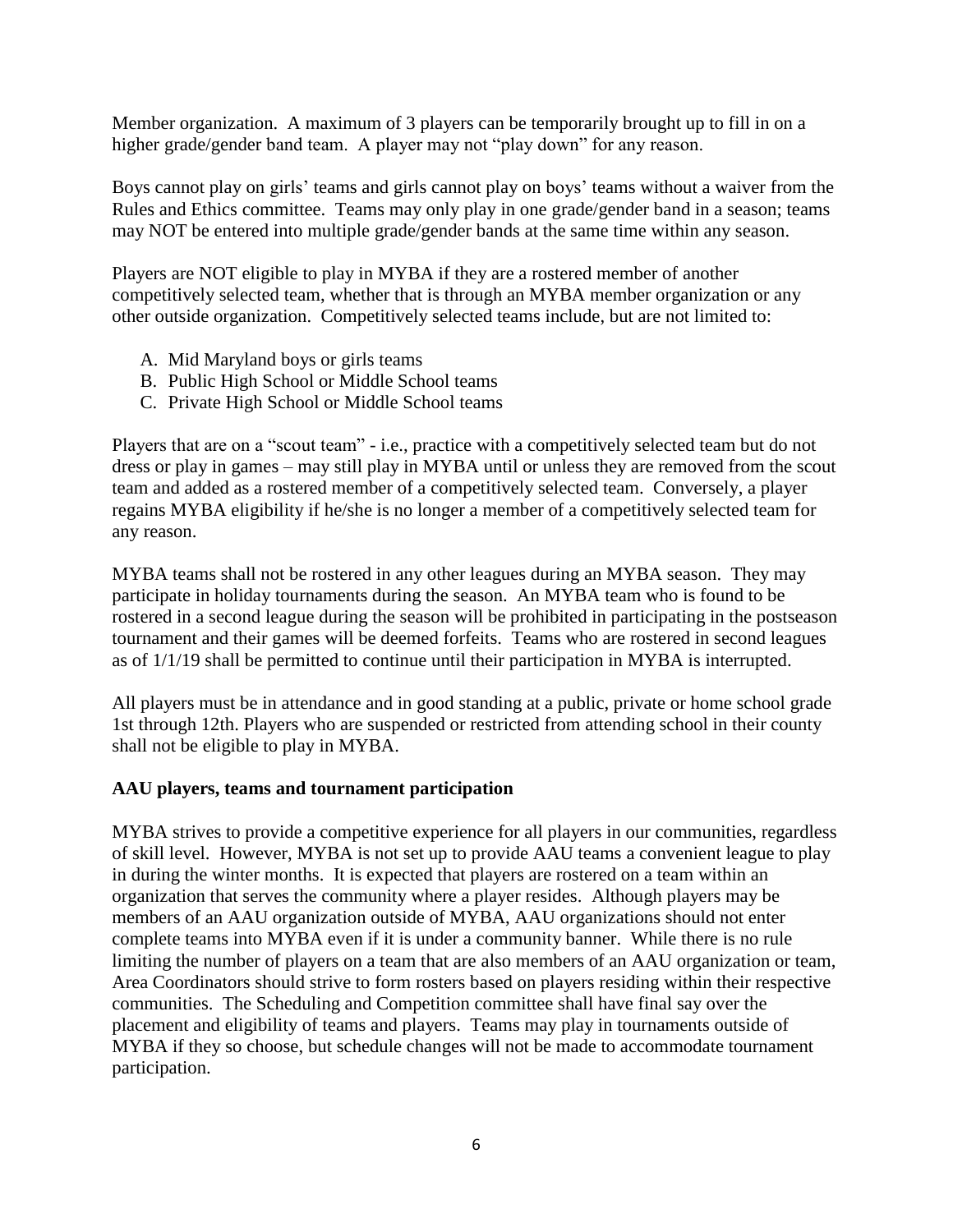Member organization. A maximum of 3 players can be temporarily brought up to fill in on a higher grade/gender band team. A player may not "play down" for any reason.

Boys cannot play on girls' teams and girls cannot play on boys' teams without a waiver from the Rules and Ethics committee. Teams may only play in one grade/gender band in a season; teams may NOT be entered into multiple grade/gender bands at the same time within any season.

Players are NOT eligible to play in MYBA if they are a rostered member of another competitively selected team, whether that is through an MYBA member organization or any other outside organization. Competitively selected teams include, but are not limited to:

A. Mid Maryland boys or girls teams
B. Public High School or Middle School teams
C. Private High School or Middle School teams

Players that are on a "scout team" - i.e., practice with a competitively selected team but do not dress or play in games – may still play in MYBA until or unless they are removed from the scout team and added as a rostered member of a competitively selected team. Conversely, a player regains MYBA eligibility if he/she is no longer a member of a competitively selected team for any reason.

MYBA teams shall not be rostered in any other leagues during an MYBA season. They may participate in holiday tournaments during the season. An MYBA team who is found to be rostered in a second league during the season will be prohibited in participating in the postseason tournament and their games will be deemed forfeits. Teams who are rostered in second leagues as of 1/1/19 shall be permitted to continue until their participation in MYBA is interrupted.

All players must be in attendance and in good standing at a public, private or home school grade 1st through 12th. Players who are suspended or restricted from attending school in their county shall not be eligible to play in MYBA.

**AAU players, teams and tournament participation**

MYBA strives to provide a competitive experience for all players in our communities, regardless of skill level. However, MYBA is not set up to provide AAU teams a convenient league to play in during the winter months. It is expected that players are rostered on a team within an organization that serves the community where a player resides. Although players may be members of an AAU organization outside of MYBA, AAU organizations should not enter complete teams into MYBA even if it is under a community banner. While there is no rule limiting the number of players on a team that are also members of an AAU organization or team, Area Coordinators should strive to form rosters based on players residing within their respective communities. The Scheduling and Competition committee shall have final say over the placement and eligibility of teams and players. Teams may play in tournaments outside of MYBA if they so choose, but schedule changes will not be made to accommodate tournament participation.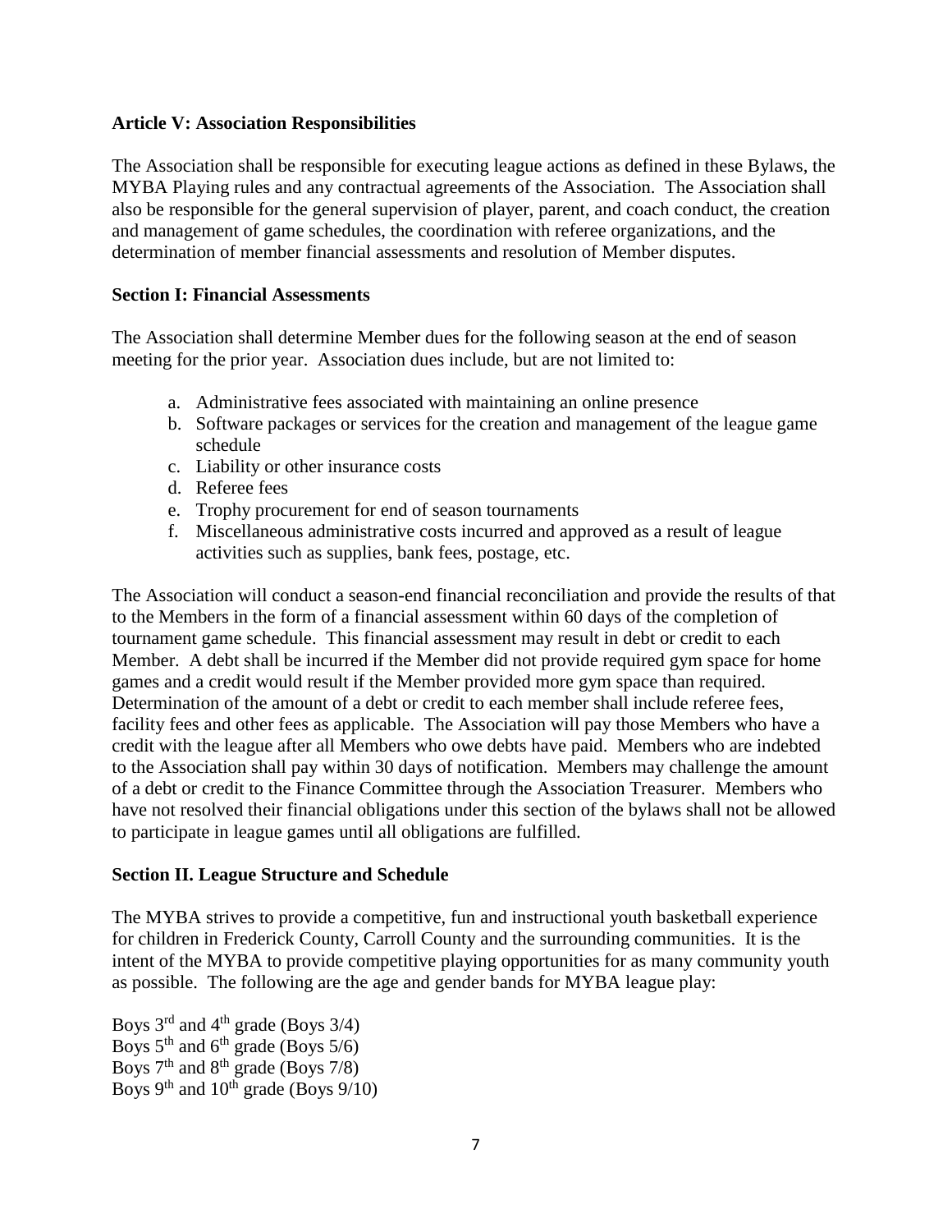### Article V: Association Responsibilities

The Association shall be responsible for executing league actions as defined in these Bylaws, the MYBA Playing rules and any contractual agreements of the Association. The Association shall also be responsible for the general supervision of player, parent, and coach conduct, the creation and management of game schedules, the coordination with referee organizations, and the determination of member financial assessments and resolution of Member disputes.

#### Section I: Financial Assessments

The Association shall determine Member dues for the following season at the end of season meeting for the prior year. Association dues include, but are not limited to:

a. Administrative fees associated with maintaining an online presence
b. Software packages or services for the creation and management of the league game schedule
c. Liability or other insurance costs
d. Referee fees
e. Trophy procurement for end of season tournaments
f. Miscellaneous administrative costs incurred and approved as a result of league activities such as supplies, bank fees, postage, etc.

The Association will conduct a season-end financial reconciliation and provide the results of that to the Members in the form of a financial assessment within 60 days of the completion of tournament game schedule. This financial assessment may result in debt or credit to each Member. A debt shall be incurred if the Member did not provide required gym space for home games and a credit would result if the Member provided more gym space than required. Determination of the amount of a debt or credit to each member shall include referee fees, facility fees and other fees as applicable. The Association will pay those Members who have a credit with the league after all Members who owe debts have paid. Members who are indebted to the Association shall pay within 30 days of notification. Members may challenge the amount of a debt or credit to the Finance Committee through the Association Treasurer. Members who have not resolved their financial obligations under this section of the bylaws shall not be allowed to participate in league games until all obligations are fulfilled.

#### Section II. League Structure and Schedule

The MYBA strives to provide a competitive, fun and instructional youth basketball experience for children in Frederick County, Carroll County and the surrounding communities. It is the intent of the MYBA to provide competitive playing opportunities for as many community youth as possible. The following are the age and gender bands for MYBA league play:

Boys 3rd and 4th grade (Boys 3/4)
Boys 5th and 6th grade (Boys 5/6)
Boys 7th and 8th grade (Boys 7/8)
Boys 9th and 10th grade (Boys 9/10)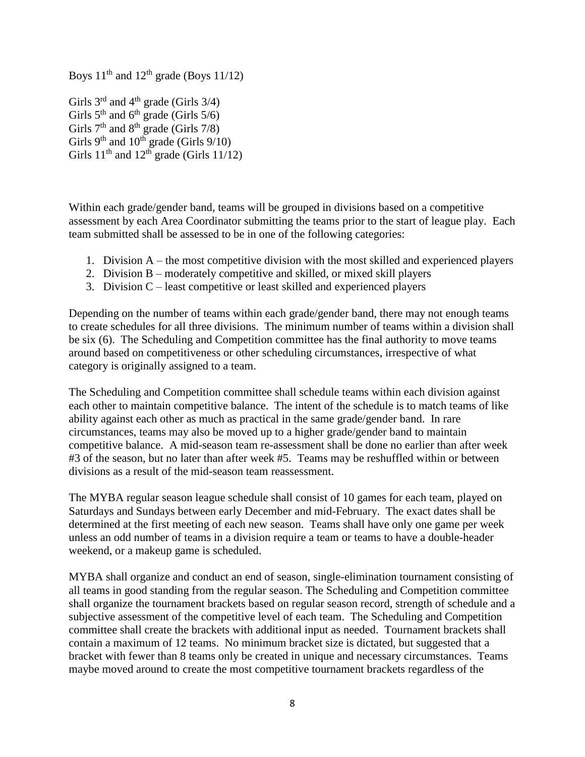Boys 11th and 12th grade (Boys 11/12)

Girls 3rd and 4th grade (Girls 3/4)
Girls 5th and 6th grade (Girls 5/6)
Girls 7th and 8th grade (Girls 7/8)
Girls 9th and 10th grade (Girls 9/10)
Girls 11th and 12th grade (Girls 11/12)

Within each grade/gender band, teams will be grouped in divisions based on a competitive assessment by each Area Coordinator submitting the teams prior to the start of league play. Each team submitted shall be assessed to be in one of the following categories:

1. Division A – the most competitive division with the most skilled and experienced players
2. Division B – moderately competitive and skilled, or mixed skill players
3. Division C – least competitive or least skilled and experienced players

Depending on the number of teams within each grade/gender band, there may not enough teams to create schedules for all three divisions. The minimum number of teams within a division shall be six (6). The Scheduling and Competition committee has the final authority to move teams around based on competitiveness or other scheduling circumstances, irrespective of what category is originally assigned to a team.

The Scheduling and Competition committee shall schedule teams within each division against each other to maintain competitive balance. The intent of the schedule is to match teams of like ability against each other as much as practical in the same grade/gender band. In rare circumstances, teams may also be moved up to a higher grade/gender band to maintain competitive balance. A mid-season team re-assessment shall be done no earlier than after week #3 of the season, but no later than after week #5. Teams may be reshuffled within or between divisions as a result of the mid-season team reassessment.

The MYBA regular season league schedule shall consist of 10 games for each team, played on Saturdays and Sundays between early December and mid-February. The exact dates shall be determined at the first meeting of each new season. Teams shall have only one game per week unless an odd number of teams in a division require a team or teams to have a double-header weekend, or a makeup game is scheduled.

MYBA shall organize and conduct an end of season, single-elimination tournament consisting of all teams in good standing from the regular season. The Scheduling and Competition committee shall organize the tournament brackets based on regular season record, strength of schedule and a subjective assessment of the competitive level of each team. The Scheduling and Competition committee shall create the brackets with additional input as needed. Tournament brackets shall contain a maximum of 12 teams. No minimum bracket size is dictated, but suggested that a bracket with fewer than 8 teams only be created in unique and necessary circumstances. Teams maybe moved around to create the most competitive tournament brackets regardless of the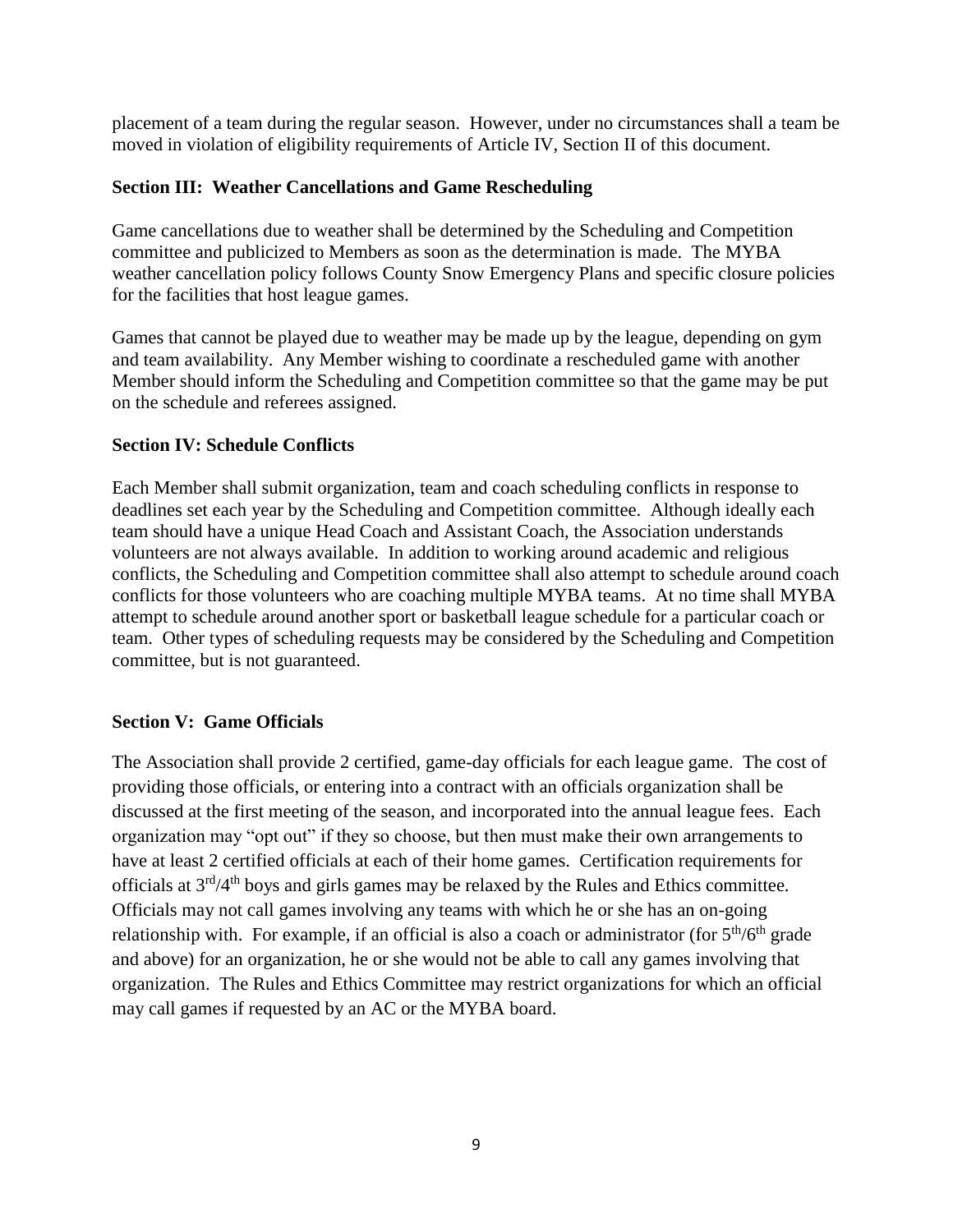placement of a team during the regular season. However, under no circumstances shall a team be moved in violation of eligibility requirements of Article IV, Section II of this document.

**Section III: Weather Cancellations and Game Rescheduling**

Game cancellations due to weather shall be determined by the Scheduling and Competition committee and publicized to Members as soon as the determination is made. The MYBA weather cancellation policy follows County Snow Emergency Plans and specific closure policies for the facilities that host league games.

Games that cannot be played due to weather may be made up by the league, depending on gym and team availability. Any Member wishing to coordinate a rescheduled game with another Member should inform the Scheduling and Competition committee so that the game may be put on the schedule and referees assigned.

**Section IV: Schedule Conflicts**

Each Member shall submit organization, team and coach scheduling conflicts in response to deadlines set each year by the Scheduling and Competition committee. Although ideally each team should have a unique Head Coach and Assistant Coach, the Association understands volunteers are not always available. In addition to working around academic and religious conflicts, the Scheduling and Competition committee shall also attempt to schedule around coach conflicts for those volunteers who are coaching multiple MYBA teams. At no time shall MYBA attempt to schedule around another sport or basketball league schedule for a particular coach or team. Other types of scheduling requests may be considered by the Scheduling and Competition committee, but is not guaranteed.

**Section V: Game Officials**

The Association shall provide 2 certified, game-day officials for each league game. The cost of providing those officials, or entering into a contract with an officials organization shall be discussed at the first meeting of the season, and incorporated into the annual league fees. Each organization may "opt out" if they so choose, but then must make their own arrangements to have at least 2 certified officials at each of their home games. Certification requirements for officials at 3rd/4th boys and girls games may be relaxed by the Rules and Ethics committee. Officials may not call games involving any teams with which he or she has an on-going relationship with. For example, if an official is also a coach or administrator (for 5th/6th grade and above) for an organization, he or she would not be able to call any games involving that organization. The Rules and Ethics Committee may restrict organizations for which an official may call games if requested by an AC or the MYBA board.